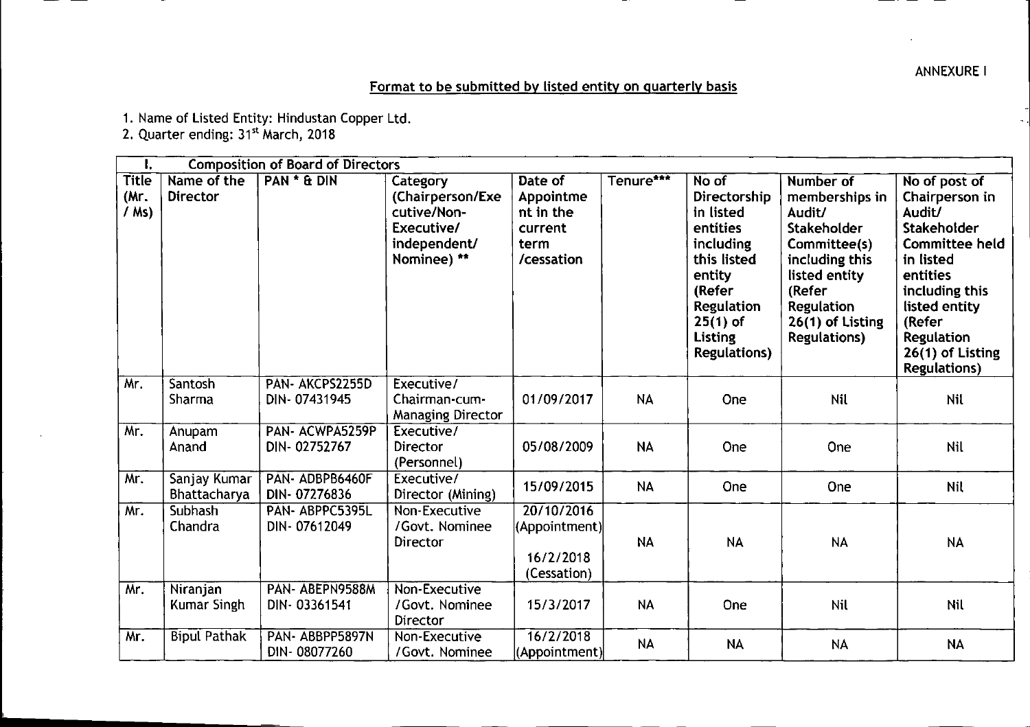ANNEXURE I

## Format to be submitted by listed entity on quarterly basis

1. Name of Listed Entity: Hindustan Copper Ltd.
2. Quarter ending: 31st March, 2018

| I. | Composition of Board of Directors | | | | | | | |
|---|---|---|---|---|---|---|---|---|
| Title (Mr. / Ms) | Name of the Director | PAN * & DIN | Category (Chairperson/Executive/Non-Executive/ independent/ Nominee) ** | Date of Appointment in the current term /cessation | Tenure*** | No of Directorship in listed entities including this listed entity (Refer Regulation 25(1) of Listing Regulations) | Number of memberships in Audit/ Stakeholder Committee(s) including this listed entity (Refer Regulation 26(1) of Listing Regulations) | No of post of Chairperson in Audit/ Stakeholder Committee held in listed entities including this listed entity (Refer Regulation 26(1) of Listing Regulations) |
| Mr. | Santosh Sharma | PAN- AKCPS2255D DIN- 07431945 | Executive/ Chairman-cum-Managing Director | 01/09/2017 | NA | One | Nil | Nil |
| Mr. | Anupam Anand | PAN- ACWPA5259P DIN- 02752767 | Executive/ Director (Personnel) | 05/08/2009 | NA | One | One | Nil |
| Mr. | Sanjay Kumar Bhattacharya | PAN- ADBPB6460F DIN- 07276836 | Executive/ Director (Mining) | 15/09/2015 | NA | One | One | Nil |
| Mr. | Subhash Chandra | PAN- ABPPC5395L DIN- 07612049 | Non-Executive /Govt. Nominee Director | 20/10/2016 (Appointment) 16/2/2018 (Cessation) | NA | NA | NA | NA |
| Mr. | Niranjan Kumar Singh | PAN- ABEPN9588M DIN- 03361541 | Non-Executive /Govt. Nominee Director | 15/3/2017 | NA | One | Nil | Nil |
| Mr. | Bipul Pathak | PAN- ABBPP5897N DIN- 08077260 | Non-Executive /Govt. Nominee | 16/2/2018 (Appointment) | NA | NA | NA | NA |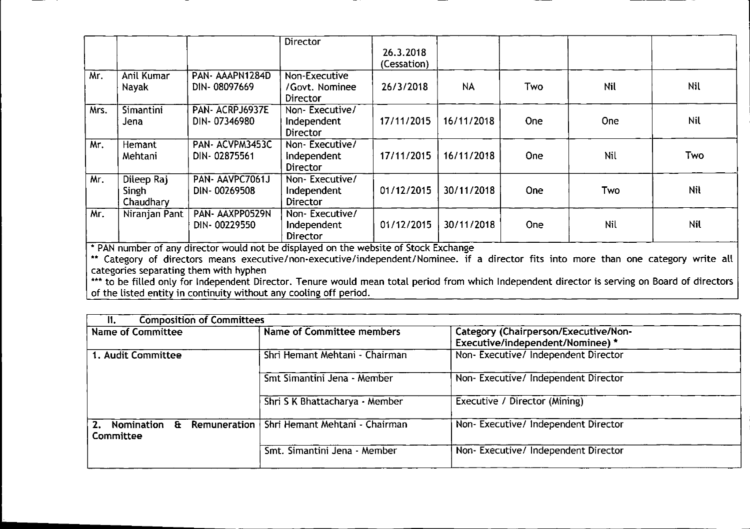| | | | Director | 26.3.2018 (Cessation) | | | | |
|---|---|---|---|---|---|---|---|---|
| Mr. | Anil Kumar Nayak | PAN- AAAPN1284D DIN- 08097669 | Non-Executive /Govt. Nominee Director | 26/3/2018 | NA | Two | Nil | Nil |
| Mrs. | Simantini Jena | PAN- ACRPJ6937E DIN- 07346980 | Non- Executive/ Independent Director | 17/11/2015 | 16/11/2018 | One | One | Nil |
| Mr. | Hemant Mehtani | PAN- ACVPM3453C DIN- 02875561 | Non- Executive/ Independent Director | 17/11/2015 | 16/11/2018 | One | Nil | Two |
| Mr. | Dileep Raj Singh Chaudhary | PAN- AAVPC7061J DIN- 00269508 | Non- Executive/ Independent Director | 01/12/2015 | 30/11/2018 | One | Two | Nil |
| Mr. | Niranjan Pant | PAN- AAXPP0529N DIN- 00229550 | Non- Executive/ Independent Director | 01/12/2015 | 30/11/2018 | One | Nil | Nil |

\* PAN number of any director would not be displayed on the website of Stock Exchange

** Category of directors means executive/non-executive/independent/Nominee. if a director fits into more than one category write all categories separating them with hyphen

*** to be filled only for Independent Director. Tenure would mean total period from which Independent director is serving on Board of directors of the listed entity in continuity without any cooling off period.

| II. Composition of Committees | | |
|---|---|---|
| **Name of Committee** | **Name of Committee members** | **Category (Chairperson/Executive/Non-Executive/independent/Nominee) \*** |
| **1. Audit Committee** | Shri Hemant Mehtani - Chairman | Non- Executive/ Independent Director |
| | Smt Simantini Jena - Member | Non- Executive/ Independent Director |
| | Shri S K Bhattacharya - Member | Executive / Director (Mining) |
| **2. Nomination & Remuneration Committee** | Shri Hemant Mehtani - Chairman | Non- Executive/ Independent Director |
| | Smt. Simantini Jena - Member | Non- Executive/ Independent Director |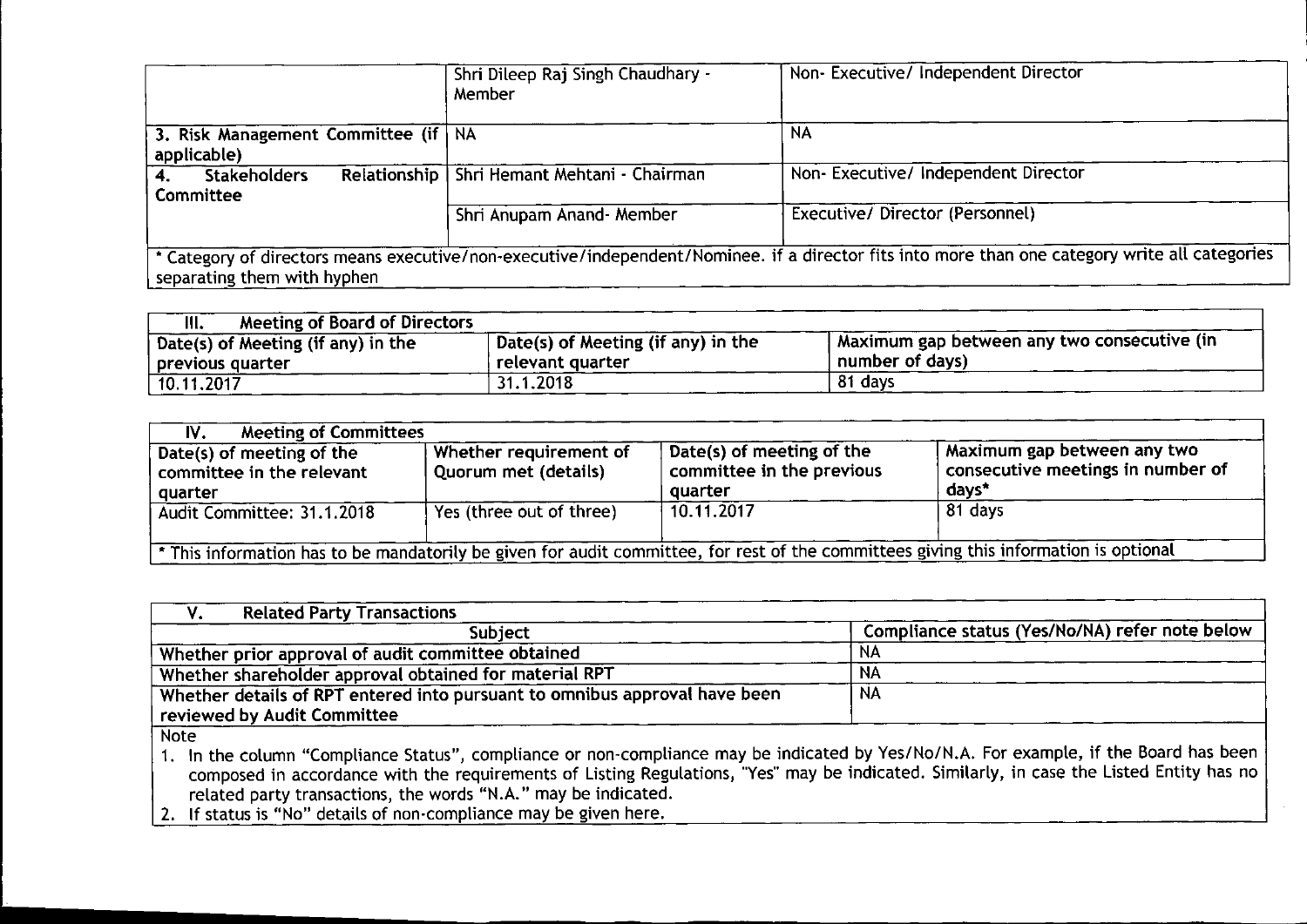|  | Shri Dileep Raj Singh Chaudhary - Member | Non- Executive/ Independent Director |
|---|---|---|
| 3. Risk Management Committee (if applicable) | NA | NA |
| 4. Stakeholders Relationship Committee | Shri Hemant Mehtani - Chairman | Non- Executive/ Independent Director |
|  | Shri Anupam Anand- Member | Executive/ Director (Personnel) |

* Category of directors means executive/non-executive/independent/Nominee. if a director fits into more than one category write all categories separating them with hyphen

| III. Meeting of Board of Directors | | |
|---|---|---|
| Date(s) of Meeting (if any) in the previous quarter | Date(s) of Meeting (if any) in the relevant quarter | Maximum gap between any two consecutive (in number of days) |
| 10.11.2017 | 31.1.2018 | 81 days |

| IV. Meeting of Committees | | | |
|---|---|---|---|
| Date(s) of meeting of the committee in the relevant quarter | Whether requirement of Quorum met (details) | Date(s) of meeting of the committee in the previous quarter | Maximum gap between any two consecutive meetings in number of days* |
| Audit Committee: 31.1.2018 | Yes (three out of three) | 10.11.2017 | 81 days |

* This information has to be mandatorily be given for audit committee, for rest of the committees giving this information is optional

| V. Related Party Transactions | |
|---|---|
| Subject | Compliance status (Yes/No/NA) refer note below |
| Whether prior approval of audit committee obtained | NA |
| Whether shareholder approval obtained for material RPT | NA |
| Whether details of RPT entered into pursuant to omnibus approval have been reviewed by Audit Committee | NA |

Note

1. In the column "Compliance Status", compliance or non-compliance may be indicated by Yes/No/N.A. For example, if the Board has been composed in accordance with the requirements of Listing Regulations, "Yes" may be indicated. Similarly, in case the Listed Entity has no related party transactions, the words "N.A." may be indicated.
2. If status is "No" details of non-compliance may be given here.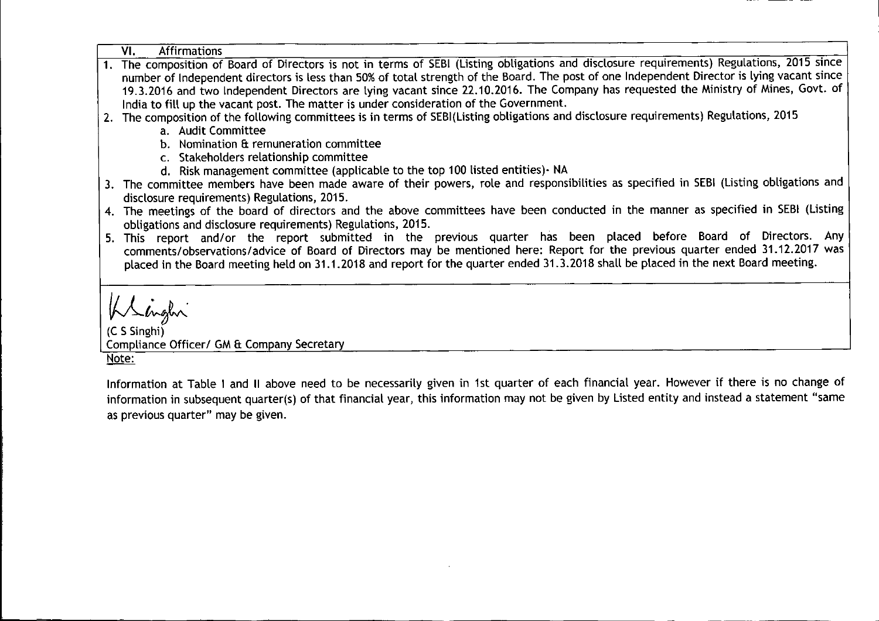## VI. Affirmations

1. The composition of Board of Directors is not in terms of SEBI (Listing obligations and disclosure requirements) Regulations, 2015 since number of Independent directors is less than 50% of total strength of the Board. The post of one Independent Director is lying vacant since 19.3.2016 and two Independent Directors are lying vacant since 22.10.2016. The Company has requested the Ministry of Mines, Govt. of India to fill up the vacant post. The matter is under consideration of the Government.
2. The composition of the following committees is in terms of SEBI(Listing obligations and disclosure requirements) Regulations, 2015
   a. Audit Committee
   b. Nomination & remuneration committee
   c. Stakeholders relationship committee
   d. Risk management committee (applicable to the top 100 listed entities)- NA
3. The committee members have been made aware of their powers, role and responsibilities as specified in SEBI (Listing obligations and disclosure requirements) Regulations, 2015.
4. The meetings of the board of directors and the above committees have been conducted in the manner as specified in SEBI (Listing obligations and disclosure requirements) Regulations, 2015.
5. This report and/or the report submitted in the previous quarter has been placed before Board of Directors. Any comments/observations/advice of Board of Directors may be mentioned here: Report for the previous quarter ended 31.12.2017 was placed in the Board meeting held on 31.1.2018 and report for the quarter ended 31.3.2018 shall be placed in the next Board meeting.

(C S Singhi)
Compliance Officer/ GM & Company Secretary

Note:

Information at Table I and II above need to be necessarily given in 1st quarter of each financial year. However if there is no change of information in subsequent quarter(s) of that financial year, this information may not be given by Listed entity and instead a statement "same as previous quarter" may be given.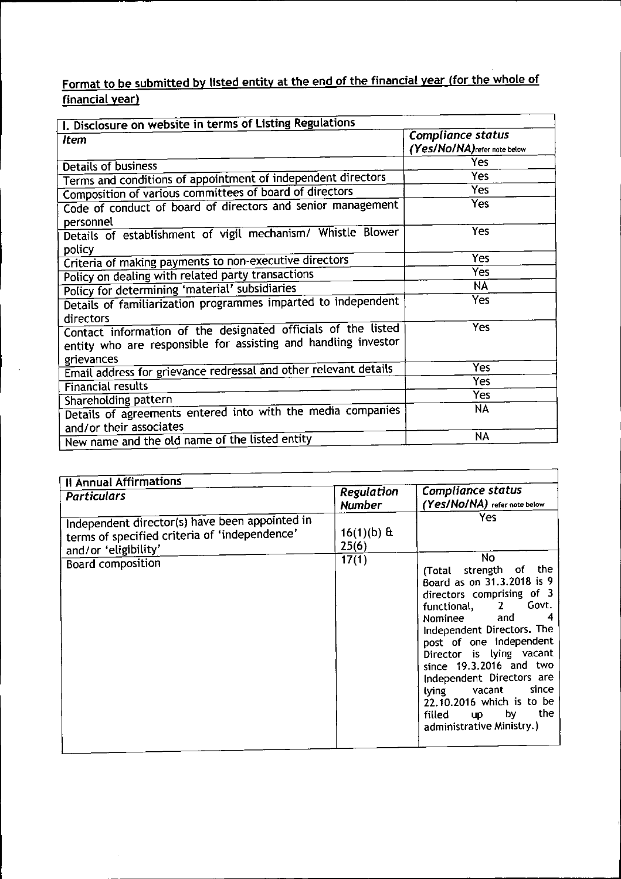**Format to be submitted by listed entity at the end of the financial year (for the whole of financial year)**

| I. Disclosure on website in terms of Listing Regulations | |
|---|---|
| *Item* | *Compliance status (Yes/No/NA)* refer note below |
| Details of business | Yes |
| Terms and conditions of appointment of independent directors | Yes |
| Composition of various committees of board of directors | Yes |
| Code of conduct of board of directors and senior management personnel | Yes |
| Details of establishment of vigil mechanism/ Whistle Blower policy | Yes |
| Criteria of making payments to non-executive directors | Yes |
| Policy on dealing with related party transactions | Yes |
| Policy for determining 'material' subsidiaries | NA |
| Details of familiarization programmes imparted to independent directors | Yes |
| Contact information of the designated officials of the listed entity who are responsible for assisting and handling investor grievances | Yes |
| Email address for grievance redressal and other relevant details | Yes |
| Financial results | Yes |
| Shareholding pattern | Yes |
| Details of agreements entered into with the media companies and/or their associates | NA |
| New name and the old name of the listed entity | NA |

| II Annual Affirmations | | |
|---|---|---|
| *Particulars* | *Regulation Number* | *Compliance status (Yes/No/NA)* refer note below |
| Independent director(s) have been appointed in terms of specified criteria of 'independence' and/or 'eligibility' | 16(1)(b) & 25(6) | Yes |
| Board composition | 17(1) | No (Total strength of the Board as on 31.3.2018 is 9 directors comprising of 3 functional, 2 Govt. Nominee and 4 Independent Directors. The post of one Independent Director is lying vacant since 19.3.2016 and two Independent Directors are lying vacant since 22.10.2016 which is to be filled up by the administrative Ministry.) |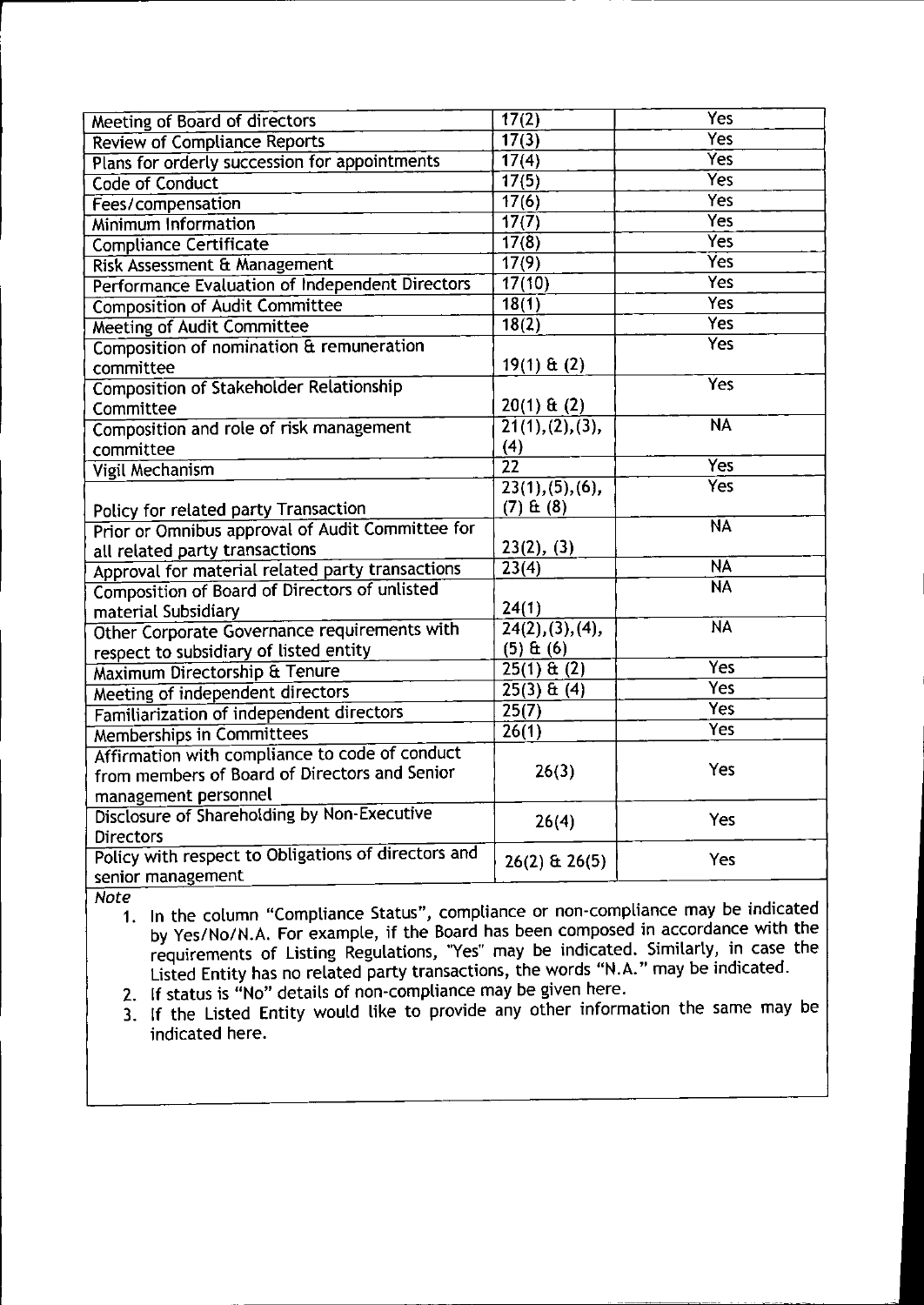| | | |
|---|---|---|
| Meeting of Board of directors | 17(2) | Yes |
| Review of Compliance Reports | 17(3) | Yes |
| Plans for orderly succession for appointments | 17(4) | Yes |
| Code of Conduct | 17(5) | Yes |
| Fees/compensation | 17(6) | Yes |
| Minimum Information | 17(7) | Yes |
| Compliance Certificate | 17(8) | Yes |
| Risk Assessment & Management | 17(9) | Yes |
| Performance Evaluation of Independent Directors | 17(10) | Yes |
| Composition of Audit Committee | 18(1) | Yes |
| Meeting of Audit Committee | 18(2) | Yes |
| Composition of nomination & remuneration committee | 19(1) & (2) | Yes |
| Composition of Stakeholder Relationship Committee | 20(1) & (2) | Yes |
| Composition and role of risk management committee | 21(1),(2),(3),(4) | NA |
| Vigil Mechanism | 22 | Yes |
| Policy for related party Transaction | 23(1),(5),(6),(7) & (8) | Yes |
| Prior or Omnibus approval of Audit Committee for all related party transactions | 23(2), (3) | NA |
| Approval for material related party transactions | 23(4) | NA |
| Composition of Board of Directors of unlisted material Subsidiary | 24(1) | NA |
| Other Corporate Governance requirements with respect to subsidiary of listed entity | 24(2),(3),(4),(5) & (6) | NA |
| Maximum Directorship & Tenure | 25(1) & (2) | Yes |
| Meeting of independent directors | 25(3) & (4) | Yes |
| Familiarization of independent directors | 25(7) | Yes |
| Memberships in Committees | 26(1) | Yes |
| Affirmation with compliance to code of conduct from members of Board of Directors and Senior management personnel | 26(3) | Yes |
| Disclosure of Shareholding by Non-Executive Directors | 26(4) | Yes |
| Policy with respect to Obligations of directors and senior management | 26(2) & 26(5) | Yes |

*Note*

1. In the column "Compliance Status", compliance or non-compliance may be indicated by Yes/No/N.A. For example, if the Board has been composed in accordance with the requirements of Listing Regulations, "Yes" may be indicated. Similarly, in case the Listed Entity has no related party transactions, the words "N.A." may be indicated.
2. If status is "No" details of non-compliance may be given here.
3. If the Listed Entity would like to provide any other information the same may be indicated here.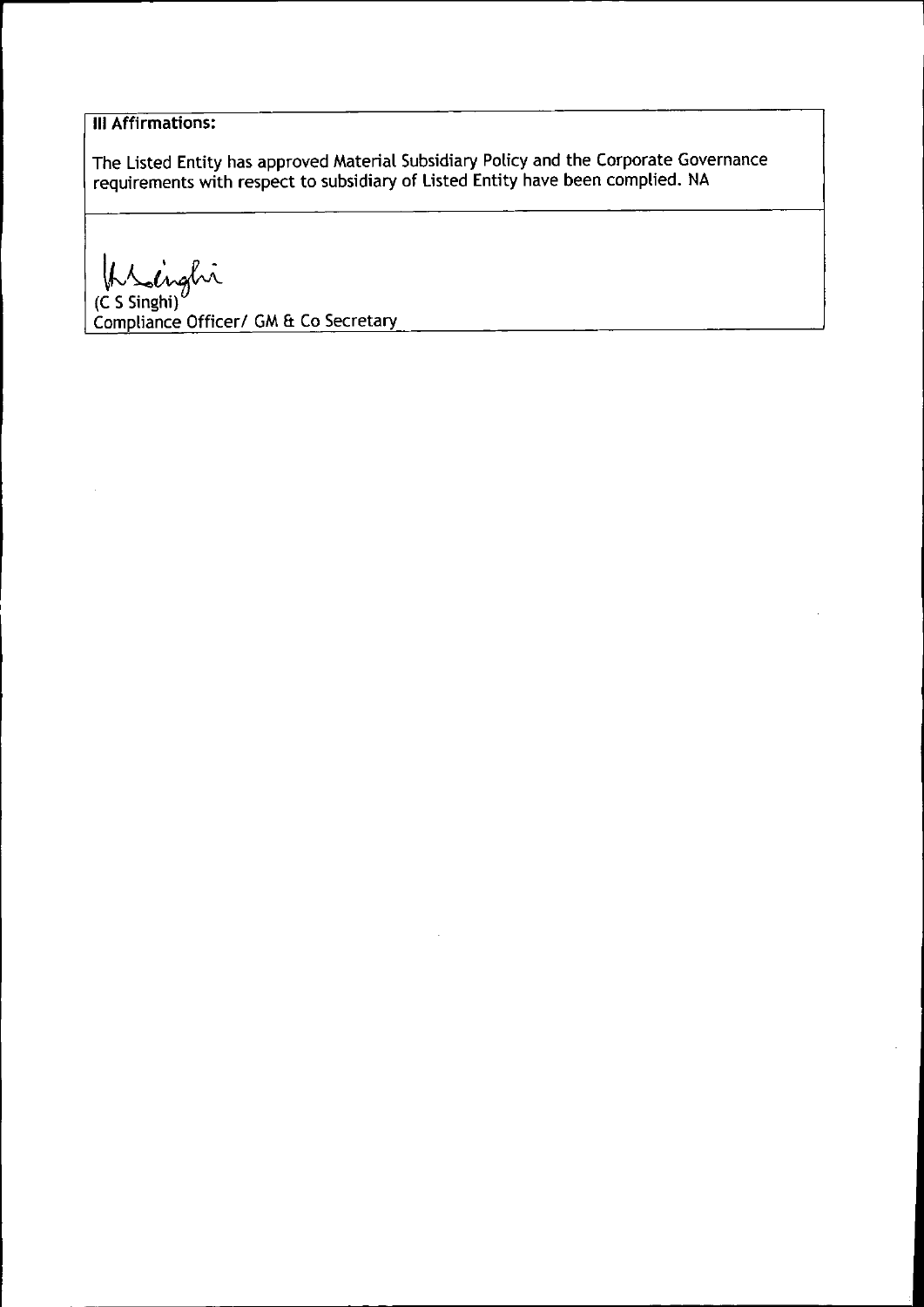**III Affirmations:**

The Listed Entity has approved Material Subsidiary Policy and the Corporate Governance requirements with respect to subsidiary of Listed Entity have been complied. NA

(C S Singhi)
Compliance Officer/ GM & Co Secretary